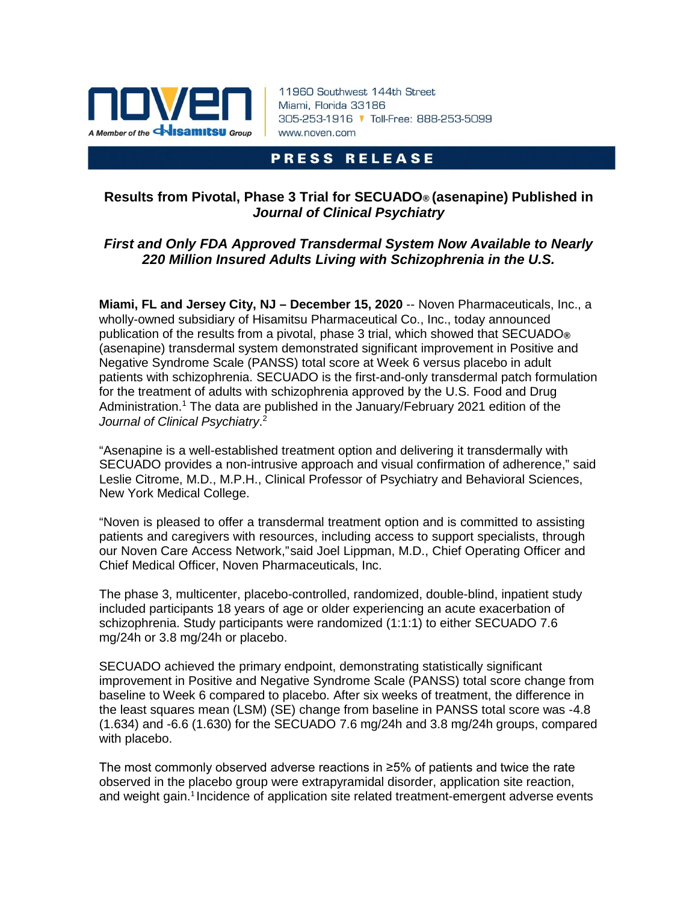11960 Southwest 144th Street
Miami, Florida 33186
305-253-1916 ▼ Toll-Free: 888-253-5099
www.noven.com

**PRESS RELEASE**

## Results from Pivotal, Phase 3 Trial for SECUADO® (asenapine) Published in *Journal of Clinical Psychiatry*

### *First and Only FDA Approved Transdermal System Now Available to Nearly 220 Million Insured Adults Living with Schizophrenia in the U.S.*

**Miami, FL and Jersey City, NJ – December 15, 2020** -- Noven Pharmaceuticals, Inc., a wholly-owned subsidiary of Hisamitsu Pharmaceutical Co., Inc., today announced publication of the results from a pivotal, phase 3 trial, which showed that SECUADO® (asenapine) transdermal system demonstrated significant improvement in Positive and Negative Syndrome Scale (PANSS) total score at Week 6 versus placebo in adult patients with schizophrenia. SECUADO is the first-and-only transdermal patch formulation for the treatment of adults with schizophrenia approved by the U.S. Food and Drug Administration.[1] The data are published in the January/February 2021 edition of the *Journal of Clinical Psychiatry*.[2]

"Asenapine is a well-established treatment option and delivering it transdermally with SECUADO provides a non-intrusive approach and visual confirmation of adherence," said Leslie Citrome, M.D., M.P.H., Clinical Professor of Psychiatry and Behavioral Sciences, New York Medical College.

"Noven is pleased to offer a transdermal treatment option and is committed to assisting patients and caregivers with resources, including access to support specialists, through our Noven Care Access Network,"said Joel Lippman, M.D., Chief Operating Officer and Chief Medical Officer, Noven Pharmaceuticals, Inc.

The phase 3, multicenter, placebo-controlled, randomized, double-blind, inpatient study included participants 18 years of age or older experiencing an acute exacerbation of schizophrenia. Study participants were randomized (1:1:1) to either SECUADO 7.6 mg/24h or 3.8 mg/24h or placebo.

SECUADO achieved the primary endpoint, demonstrating statistically significant improvement in Positive and Negative Syndrome Scale (PANSS) total score change from baseline to Week 6 compared to placebo. After six weeks of treatment, the difference in the least squares mean (LSM) (SE) change from baseline in PANSS total score was -4.8 (1.634) and -6.6 (1.630) for the SECUADO 7.6 mg/24h and 3.8 mg/24h groups, compared with placebo.

The most commonly observed adverse reactions in ≥5% of patients and twice the rate observed in the placebo group were extrapyramidal disorder, application site reaction, and weight gain.[1] Incidence of application site related treatment-emergent adverse events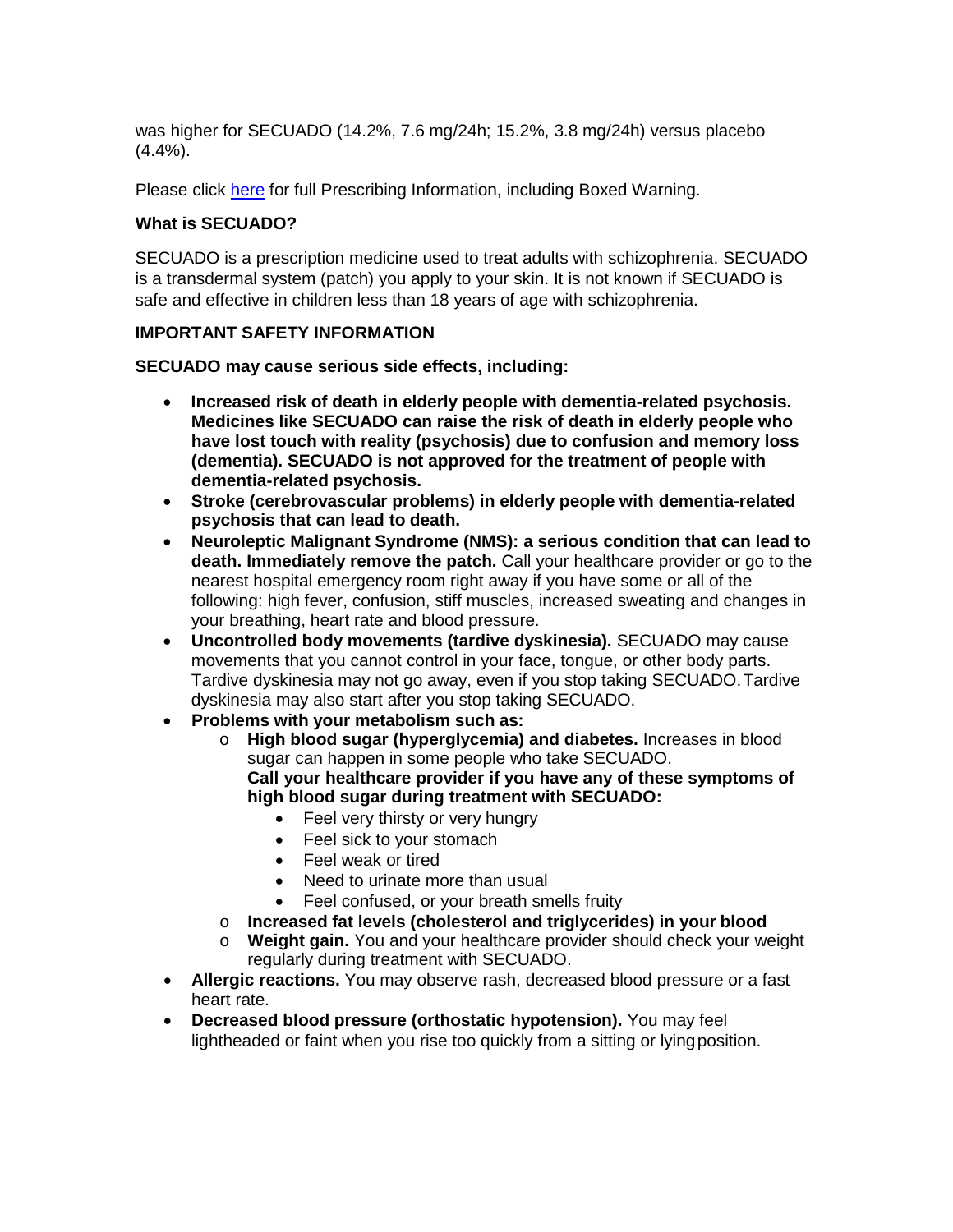was higher for SECUADO (14.2%, 7.6 mg/24h; 15.2%, 3.8 mg/24h) versus placebo (4.4%).

Please click here for full Prescribing Information, including Boxed Warning.

**What is SECUADO?**

SECUADO is a prescription medicine used to treat adults with schizophrenia. SECUADO is a transdermal system (patch) you apply to your skin. It is not known if SECUADO is safe and effective in children less than 18 years of age with schizophrenia.

**IMPORTANT SAFETY INFORMATION**

**SECUADO may cause serious side effects, including:**

- **Increased risk of death in elderly people with dementia-related psychosis. Medicines like SECUADO can raise the risk of death in elderly people who have lost touch with reality (psychosis) due to confusion and memory loss (dementia). SECUADO is not approved for the treatment of people with dementia-related psychosis.**
- **Stroke (cerebrovascular problems) in elderly people with dementia-related psychosis that can lead to death.**
- **Neuroleptic Malignant Syndrome (NMS): a serious condition that can lead to death. Immediately remove the patch.** Call your healthcare provider or go to the nearest hospital emergency room right away if you have some or all of the following: high fever, confusion, stiff muscles, increased sweating and changes in your breathing, heart rate and blood pressure.
- **Uncontrolled body movements (tardive dyskinesia).** SECUADO may cause movements that you cannot control in your face, tongue, or other body parts. Tardive dyskinesia may not go away, even if you stop taking SECUADO. Tardive dyskinesia may also start after you stop taking SECUADO.
- **Problems with your metabolism such as:**
  - **High blood sugar (hyperglycemia) and diabetes.** Increases in blood sugar can happen in some people who take SECUADO.
    **Call your healthcare provider if you have any of these symptoms of high blood sugar during treatment with SECUADO:**
    - Feel very thirsty or very hungry
    - Feel sick to your stomach
    - Feel weak or tired
    - Need to urinate more than usual
    - Feel confused, or your breath smells fruity
  - **Increased fat levels (cholesterol and triglycerides) in your blood**
  - **Weight gain.** You and your healthcare provider should check your weight regularly during treatment with SECUADO.
- **Allergic reactions.** You may observe rash, decreased blood pressure or a fast heart rate.
- **Decreased blood pressure (orthostatic hypotension).** You may feel lightheaded or faint when you rise too quickly from a sitting or lying position.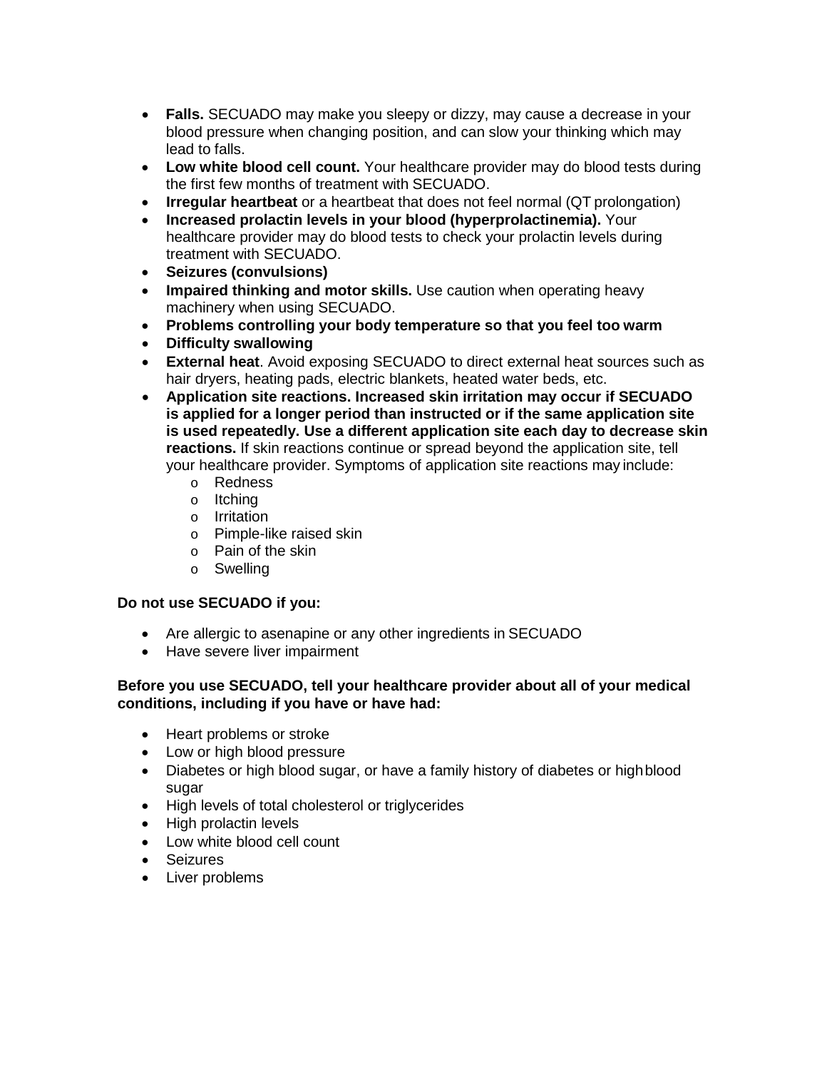- **Falls.** SECUADO may make you sleepy or dizzy, may cause a decrease in your blood pressure when changing position, and can slow your thinking which may lead to falls.
- **Low white blood cell count.** Your healthcare provider may do blood tests during the first few months of treatment with SECUADO.
- **Irregular heartbeat** or a heartbeat that does not feel normal (QT prolongation)
- **Increased prolactin levels in your blood (hyperprolactinemia).** Your healthcare provider may do blood tests to check your prolactin levels during treatment with SECUADO.
- **Seizures (convulsions)**
- **Impaired thinking and motor skills.** Use caution when operating heavy machinery when using SECUADO.
- **Problems controlling your body temperature so that you feel too warm**
- **Difficulty swallowing**
- **External heat**. Avoid exposing SECUADO to direct external heat sources such as hair dryers, heating pads, electric blankets, heated water beds, etc.
- **Application site reactions. Increased skin irritation may occur if SECUADO is applied for a longer period than instructed or if the same application site is used repeatedly. Use a different application site each day to decrease skin reactions.** If skin reactions continue or spread beyond the application site, tell your healthcare provider. Symptoms of application site reactions may include:
    - Redness
    - Itching
    - Irritation
    - Pimple-like raised skin
    - Pain of the skin
    - Swelling

**Do not use SECUADO if you:**

- Are allergic to asenapine or any other ingredients in SECUADO
- Have severe liver impairment

**Before you use SECUADO, tell your healthcare provider about all of your medical conditions, including if you have or have had:**

- Heart problems or stroke
- Low or high blood pressure
- Diabetes or high blood sugar, or have a family history of diabetes or high blood sugar
- High levels of total cholesterol or triglycerides
- High prolactin levels
- Low white blood cell count
- Seizures
- Liver problems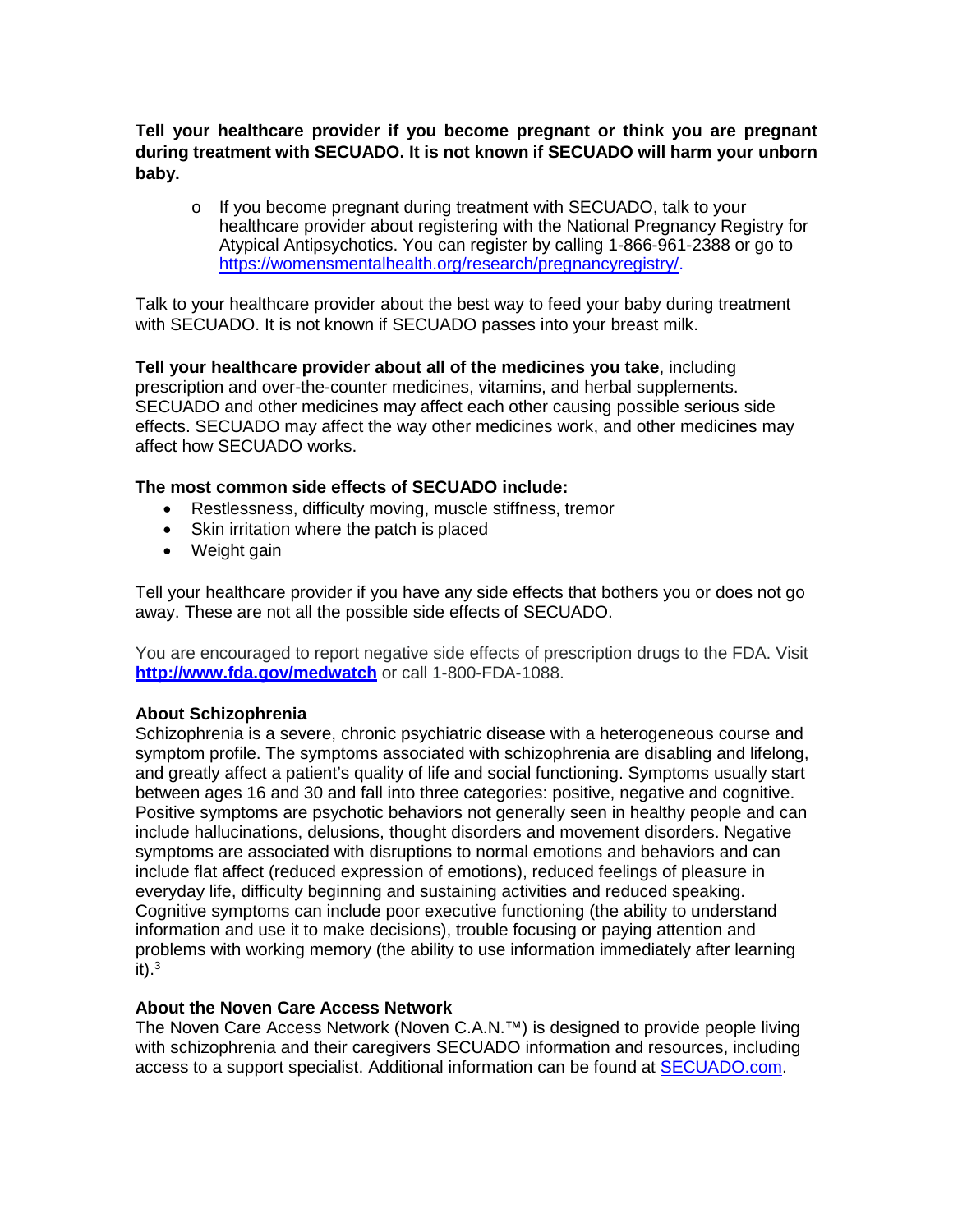**Tell your healthcare provider if you become pregnant or think you are pregnant during treatment with SECUADO. It is not known if SECUADO will harm your unborn baby.**

- If you become pregnant during treatment with SECUADO, talk to your healthcare provider about registering with the National Pregnancy Registry for Atypical Antipsychotics. You can register by calling 1-866-961-2388 or go to https://womensmentalhealth.org/research/pregnancyregistry/.

Talk to your healthcare provider about the best way to feed your baby during treatment with SECUADO. It is not known if SECUADO passes into your breast milk.

**Tell your healthcare provider about all of the medicines you take**, including prescription and over-the-counter medicines, vitamins, and herbal supplements. SECUADO and other medicines may affect each other causing possible serious side effects. SECUADO may affect the way other medicines work, and other medicines may affect how SECUADO works.

**The most common side effects of SECUADO include:**

- Restlessness, difficulty moving, muscle stiffness, tremor
- Skin irritation where the patch is placed
- Weight gain

Tell your healthcare provider if you have any side effects that bothers you or does not go away. These are not all the possible side effects of SECUADO.

You are encouraged to report negative side effects of prescription drugs to the FDA. Visit **http://www.fda.gov/medwatch** or call 1-800-FDA-1088.

**About Schizophrenia**

Schizophrenia is a severe, chronic psychiatric disease with a heterogeneous course and symptom profile. The symptoms associated with schizophrenia are disabling and lifelong, and greatly affect a patient's quality of life and social functioning. Symptoms usually start between ages 16 and 30 and fall into three categories: positive, negative and cognitive. Positive symptoms are psychotic behaviors not generally seen in healthy people and can include hallucinations, delusions, thought disorders and movement disorders. Negative symptoms are associated with disruptions to normal emotions and behaviors and can include flat affect (reduced expression of emotions), reduced feelings of pleasure in everyday life, difficulty beginning and sustaining activities and reduced speaking. Cognitive symptoms can include poor executive functioning (the ability to understand information and use it to make decisions), trouble focusing or paying attention and problems with working memory (the ability to use information immediately after learning it).[3]

**About the Noven Care Access Network**

The Noven Care Access Network (Noven C.A.N.™) is designed to provide people living with schizophrenia and their caregivers SECUADO information and resources, including access to a support specialist. Additional information can be found at SECUADO.com.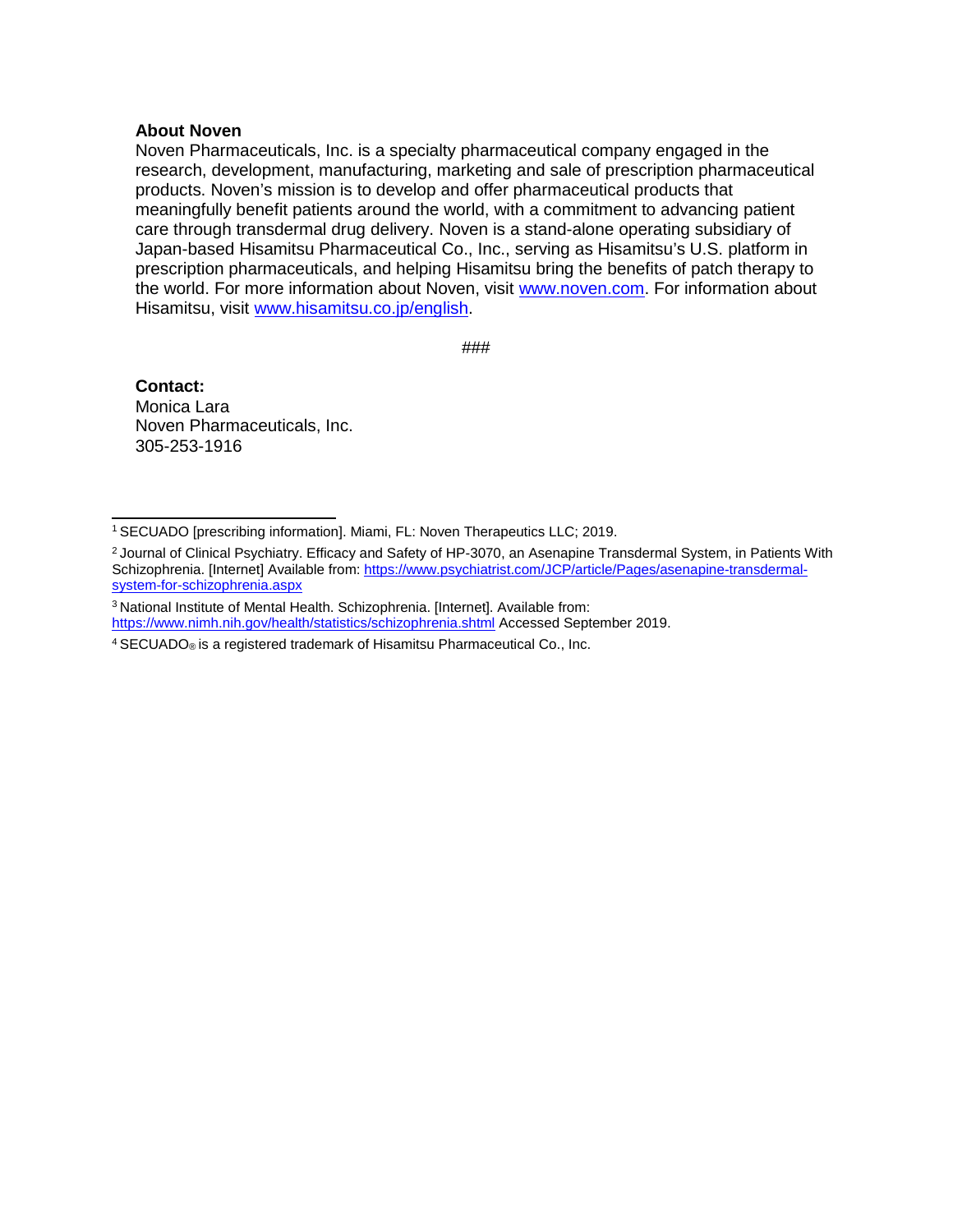**About Noven**

Noven Pharmaceuticals, Inc. is a specialty pharmaceutical company engaged in the research, development, manufacturing, marketing and sale of prescription pharmaceutical products. Noven's mission is to develop and offer pharmaceutical products that meaningfully benefit patients around the world, with a commitment to advancing patient care through transdermal drug delivery. Noven is a stand-alone operating subsidiary of Japan-based Hisamitsu Pharmaceutical Co., Inc., serving as Hisamitsu's U.S. platform in prescription pharmaceuticals, and helping Hisamitsu bring the benefits of patch therapy to the world. For more information about Noven, visit www.noven.com. For information about Hisamitsu, visit www.hisamitsu.co.jp/english.

###

**Contact:**
Monica Lara
Noven Pharmaceuticals, Inc.
305-253-1916

---

[1] SECUADO [prescribing information]. Miami, FL: Noven Therapeutics LLC; 2019.

[2] Journal of Clinical Psychiatry. Efficacy and Safety of HP-3070, an Asenapine Transdermal System, in Patients With Schizophrenia. [Internet] Available from: https://www.psychiatrist.com/JCP/article/Pages/asenapine-transdermal-system-for-schizophrenia.aspx

[3] National Institute of Mental Health. Schizophrenia. [Internet]. Available from: https://www.nimh.nih.gov/health/statistics/schizophrenia.shtml Accessed September 2019.

[4] SECUADO® is a registered trademark of Hisamitsu Pharmaceutical Co., Inc.